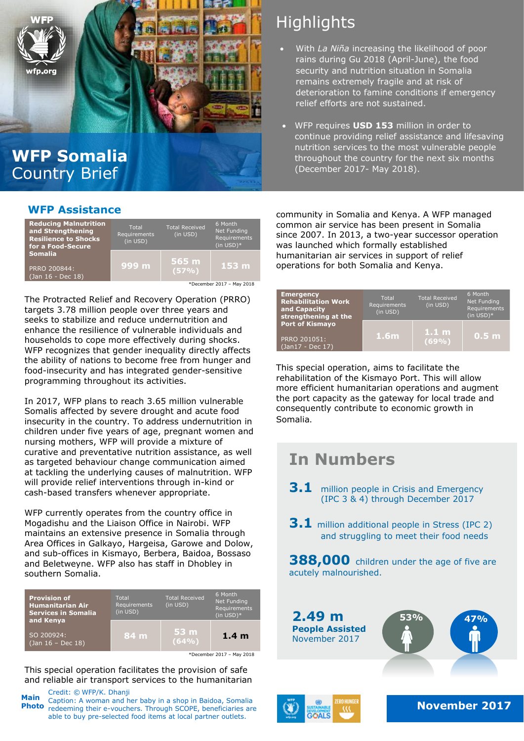# WFP Somalia Country Brief

## Highlights

- With *La Niña* increasing the likelihood of poor rains during Gu 2018 (April-June), the food security and nutrition situation in Somalia remains extremely fragile and at risk of deterioration to famine conditions if emergency relief efforts are not sustained.
- WFP requires **USD 153** million in order to continue providing relief assistance and lifesaving nutrition services to the most vulnerable people throughout the country for the next six months (December 2017- May 2018).

## WFP Assistance

| Reducing Malnutrition and Strengthening Resilience to Shocks for a Food-Secure Somalia<br>PRRO 200844: (Jan 16 - Dec 18) | Total Requirements (in USD) | Total Received (in USD) | 6 Month Net Funding Requirements (in USD)* |
|---|---|---|---|
| | 999 m | 565 m (57%) | 153 m |

*December 2017 – May 2018

The Protracted Relief and Recovery Operation (PRRO) targets 3.78 million people over three years and seeks to stabilize and reduce undernutrition and enhance the resilience of vulnerable individuals and households to cope more effectively during shocks. WFP recognizes that gender inequality directly affects the ability of nations to become free from hunger and food-insecurity and has integrated gender-sensitive programming throughout its activities.

In 2017, WFP plans to reach 3.65 million vulnerable Somalis affected by severe drought and acute food insecurity in the country. To address undernutrition in children under five years of age, pregnant women and nursing mothers, WFP will provide a mixture of curative and preventative nutrition assistance, as well as targeted behaviour change communication aimed at tackling the underlying causes of malnutrition. WFP will provide relief interventions through in-kind or cash-based transfers whenever appropriate.

WFP currently operates from the country office in Mogadishu and the Liaison Office in Nairobi. WFP maintains an extensive presence in Somalia through Area Offices in Galkayo, Hargeisa, Garowe and Dolow, and sub-offices in Kismayo, Berbera, Baidoa, Bossaso and Beletweyne. WFP also has staff in Dhobley in southern Somalia.

| Provision of Humanitarian Air Services in Somalia and Kenya<br>SO 200924: (Jan 16 – Dec 18) | Total Requirements (in USD) | Total Received (in USD) | 6 Month Net Funding Requirements (in USD)* |
|---|---|---|---|
| | 84 m | 53 m (64%) | 1.4 m |

*December 2017 – May 2018

This special operation facilitates the provision of safe and reliable air transport services to the humanitarian community in Somalia and Kenya. A WFP managed common air service has been present in Somalia since 2007. In 2013, a two-year successor operation was launched which formally established humanitarian air services in support of relief operations for both Somalia and Kenya.

| Emergency Rehabilitation Work and Capacity strengthening at the Port of Kismayo<br>PRRO 201051: (Jan17 - Dec 17) | Total Requirements (in USD) | Total Received (in USD) | 6 Month Net Funding Requirements (in USD)* |
|---|---|---|---|
| | 1.6m | 1.1 m (69%) | 0.5 m |

This special operation, aims to facilitate the rehabilitation of the Kismayo Port. This will allow more efficient humanitarian operations and augment the port capacity as the gateway for local trade and consequently contribute to economic growth in Somalia.

## In Numbers

**3.1** million people in Crisis and Emergency (IPC 3 & 4) through December 2017

**3.1** million additional people in Stress (IPC 2) and struggling to meet their food needs

**388,000** children under the age of five are acutely malnourished.

**2.49 m People Assisted** November 2017

53% | 47%

**Main Photo**
Credit: © WFP/K. Dhanji
Caption: A woman and her baby in a shop in Baidoa, Somalia redeeming their e-vouchers. Through SCOPE, beneficiaries are able to buy pre-selected food items at local partner outlets.

**November 2017**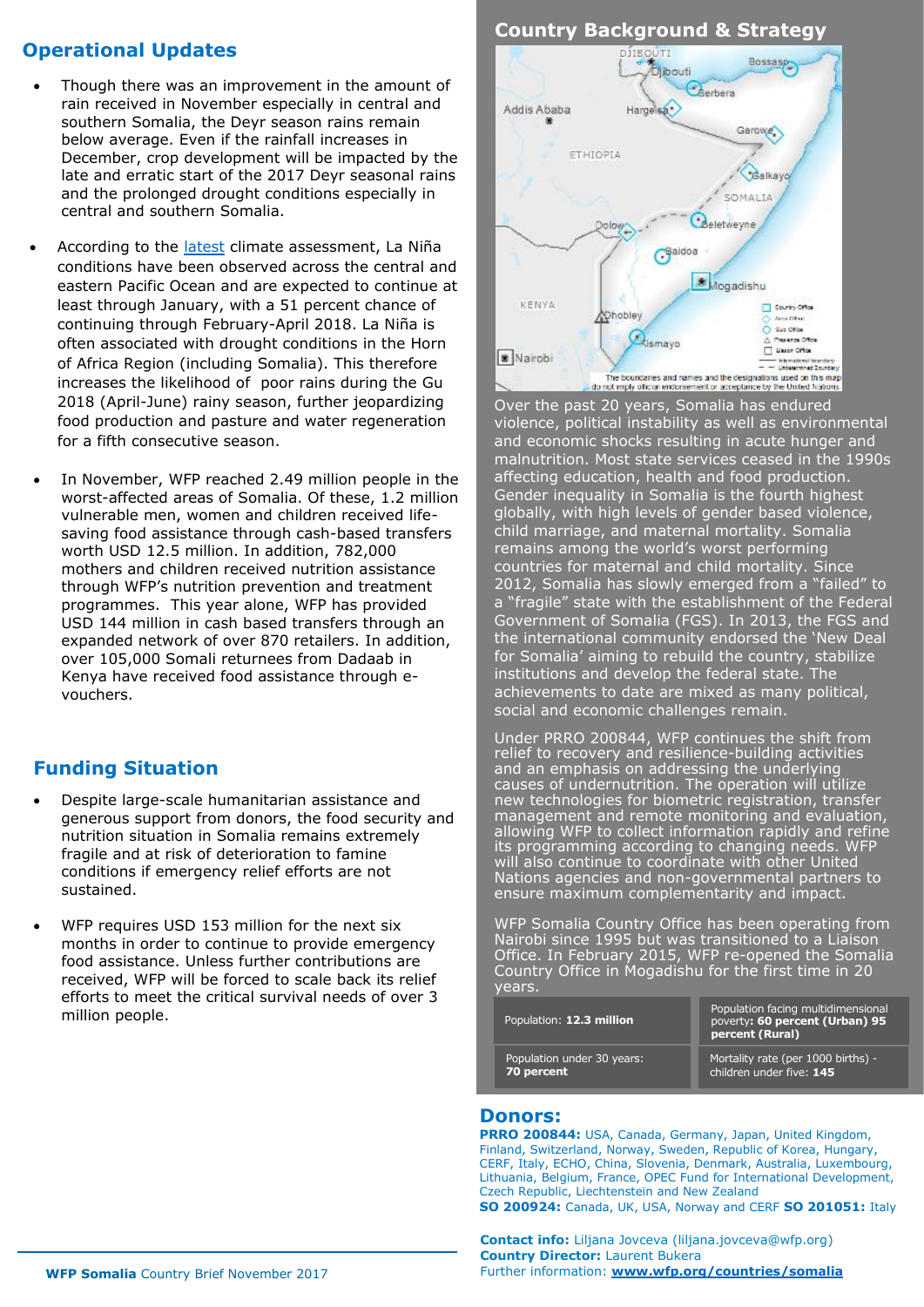## Operational Updates

- Though there was an improvement in the amount of rain received in November especially in central and southern Somalia, the Deyr season rains remain below average. Even if the rainfall increases in December, crop development will be impacted by the late and erratic start of the 2017 Deyr seasonal rains and the prolonged drought conditions especially in central and southern Somalia.
- According to the latest climate assessment, La Niña conditions have been observed across the central and eastern Pacific Ocean and are expected to continue at least through January, with a 51 percent chance of continuing through February-April 2018. La Niña is often associated with drought conditions in the Horn of Africa Region (including Somalia). This therefore increases the likelihood of poor rains during the Gu 2018 (April-June) rainy season, further jeopardizing food production and pasture and water regeneration for a fifth consecutive season.
- In November, WFP reached 2.49 million people in the worst-affected areas of Somalia. Of these, 1.2 million vulnerable men, women and children received life-saving food assistance through cash-based transfers worth USD 12.5 million. In addition, 782,000 mothers and children received nutrition assistance through WFP's nutrition prevention and treatment programmes. This year alone, WFP has provided USD 144 million in cash based transfers through an expanded network of over 870 retailers. In addition, over 105,000 Somali returnees from Dadaab in Kenya have received food assistance through e-vouchers.

## Funding Situation

- Despite large-scale humanitarian assistance and generous support from donors, the food security and nutrition situation in Somalia remains extremely fragile and at risk of deterioration to famine conditions if emergency relief efforts are not sustained.
- WFP requires USD 153 million for the next six months in order to continue to provide emergency food assistance. Unless further contributions are received, WFP will be forced to scale back its relief efforts to meet the critical survival needs of over 3 million people.

## Country Background & Strategy

DJIBOUTI
Djibouti
Bossaso
Berbera
Addis Ababa
Hargeisa
Garowe
ETHIOPIA
Galkayo
SOMALIA
Dolow
Beletweyne
Baidoa
Mogadishu
KENYA
Dhobley
Kismayo
Nairobi
Country Office
Area Office
Sub Office
Presence Office
Liaison Office
International boundary
Undetermined boundary
The boundaries and names and the designations used on this map do not imply official endorsement or acceptance by the United Nations.

Over the past 20 years, Somalia has endured violence, political instability as well as environmental and economic shocks resulting in acute hunger and malnutrition. Most state services ceased in the 1990s affecting education, health and food production. Gender inequality in Somalia is the fourth highest globally, with high levels of gender based violence, child marriage, and maternal mortality. Somalia remains among the world's worst performing countries for maternal and child mortality. Since 2012, Somalia has slowly emerged from a "failed" to a "fragile" state with the establishment of the Federal Government of Somalia (FGS). In 2013, the FGS and the international community endorsed the 'New Deal for Somalia' aiming to rebuild the country, stabilize institutions and develop the federal state. The achievements to date are mixed as many political, social and economic challenges remain.

Under PRRO 200844, WFP continues the shift from relief to recovery and resilience-building activities and an emphasis on addressing the underlying causes of undernutrition. The operation will utilize new technologies for biometric registration, transfer management and remote monitoring and evaluation, allowing WFP to collect information rapidly and refine its programming according to changing needs. WFP will also continue to coordinate with other United Nations agencies and non-governmental partners to ensure maximum complementarity and impact.

WFP Somalia Country Office has been operating from Nairobi since 1995 but was transitioned to a Liaison Office. In February 2015, WFP re-opened the Somalia Country Office in Mogadishu for the first time in 20 years.

| | |
|---|---|
| Population: **12.3 million** | Population facing multidimensional poverty**: 60 percent (Urban) 95 percent (Rural)** |
| Population under 30 years: **70 percent** | Mortality rate (per 1000 births) - children under five: **145** |

## Donors:

**PRRO 200844:** USA, Canada, Germany, Japan, United Kingdom, Finland, Switzerland, Norway, Sweden, Republic of Korea, Hungary, CERF, Italy, ECHO, China, Slovenia, Denmark, Australia, Luxembourg, Lithuania, Belgium, France, OPEC Fund for International Development, Czech Republic, Liechtenstein and New Zealand
**SO 200924:** Canada, UK, USA, Norway and CERF **SO 201051:** Italy

**Contact info:** Liljana Jovceva (liljana.jovceva@wfp.org)
**Country Director:** Laurent Bukera
Further information: **www.wfp.org/countries/somalia**